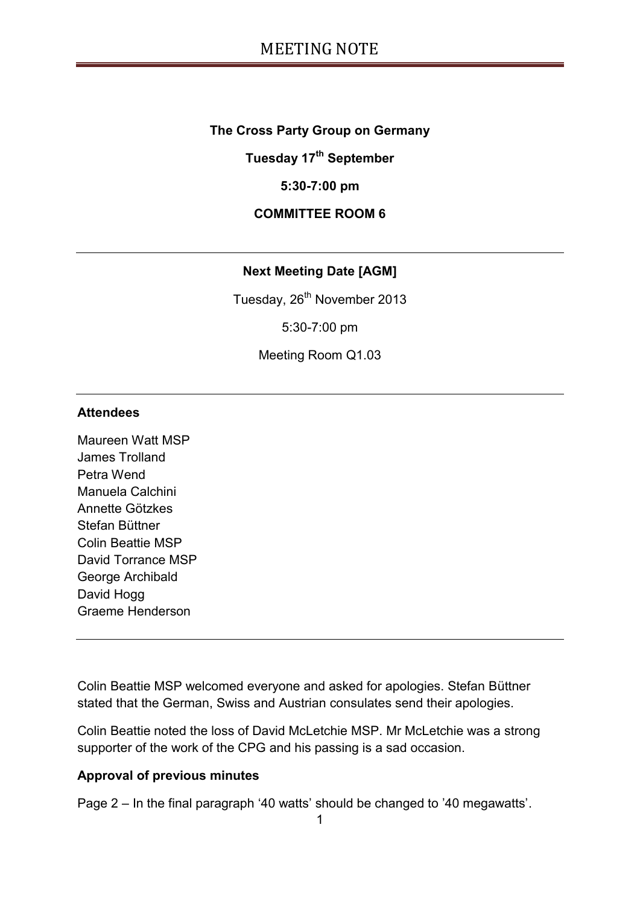# MEETING NOTE

**The Cross Party Group on Germany**

**Tuesday 17th September**

**5:30-7:00 pm**

**COMMITTEE ROOM 6**

---

**Next Meeting Date [AGM]**

Tuesday, 26th November 2013

5:30-7:00 pm

Meeting Room Q1.03

---

**Attendees**

Maureen Watt MSP
James Trolland
Petra Wend
Manuela Calchini
Annette Götzkes
Stefan Büttner
Colin Beattie MSP
David Torrance MSP
George Archibald
David Hogg
Graeme Henderson

---

Colin Beattie MSP welcomed everyone and asked for apologies. Stefan Büttner stated that the German, Swiss and Austrian consulates send their apologies.

Colin Beattie noted the loss of David McLetchie MSP. Mr McLetchie was a strong supporter of the work of the CPG and his passing is a sad occasion.

**Approval of previous minutes**

Page 2 – In the final paragraph '40 watts' should be changed to '40 megawatts'.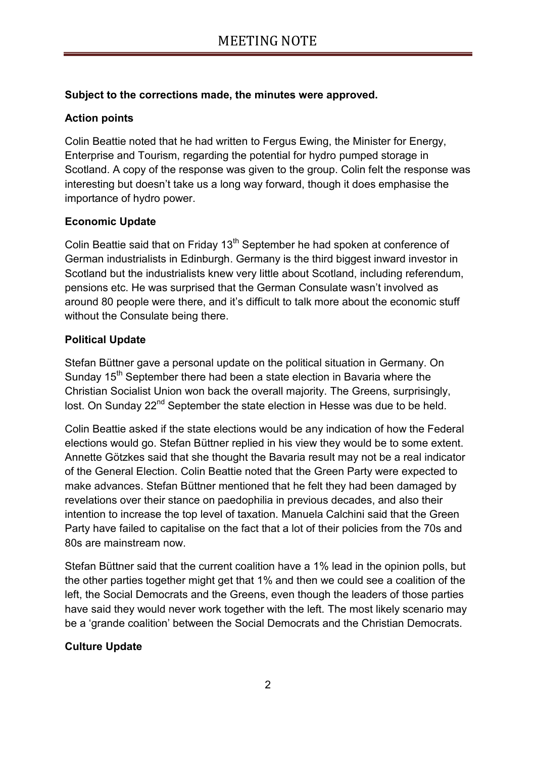# MEETING NOTE

**Subject to the corrections made, the minutes were approved.**

**Action points**

Colin Beattie noted that he had written to Fergus Ewing, the Minister for Energy, Enterprise and Tourism, regarding the potential for hydro pumped storage in Scotland. A copy of the response was given to the group. Colin felt the response was interesting but doesn't take us a long way forward, though it does emphasise the importance of hydro power.

**Economic Update**

Colin Beattie said that on Friday 13th September he had spoken at conference of German industrialists in Edinburgh. Germany is the third biggest inward investor in Scotland but the industrialists knew very little about Scotland, including referendum, pensions etc. He was surprised that the German Consulate wasn't involved as around 80 people were there, and it's difficult to talk more about the economic stuff without the Consulate being there.

**Political Update**

Stefan Büttner gave a personal update on the political situation in Germany. On Sunday 15th September there had been a state election in Bavaria where the Christian Socialist Union won back the overall majority. The Greens, surprisingly, lost. On Sunday 22nd September the state election in Hesse was due to be held.

Colin Beattie asked if the state elections would be any indication of how the Federal elections would go. Stefan Büttner replied in his view they would be to some extent. Annette Götzkes said that she thought the Bavaria result may not be a real indicator of the General Election. Colin Beattie noted that the Green Party were expected to make advances. Stefan Büttner mentioned that he felt they had been damaged by revelations over their stance on paedophilia in previous decades, and also their intention to increase the top level of taxation. Manuela Calchini said that the Green Party have failed to capitalise on the fact that a lot of their policies from the 70s and 80s are mainstream now.

Stefan Büttner said that the current coalition have a 1% lead in the opinion polls, but the other parties together might get that 1% and then we could see a coalition of the left, the Social Democrats and the Greens, even though the leaders of those parties have said they would never work together with the left. The most likely scenario may be a 'grande coalition' between the Social Democrats and the Christian Democrats.

**Culture Update**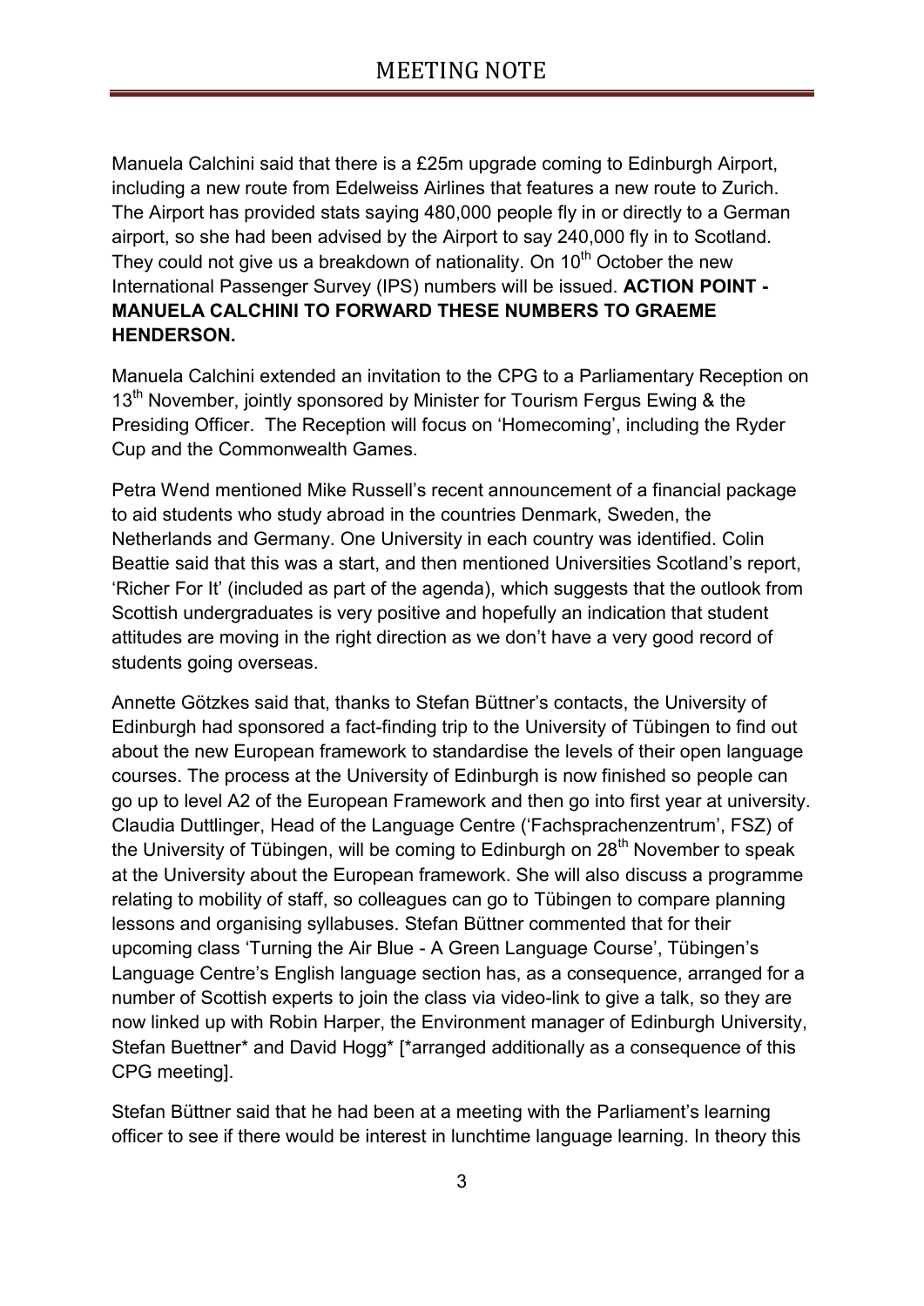# MEETING NOTE

Manuela Calchini said that there is a £25m upgrade coming to Edinburgh Airport, including a new route from Edelweiss Airlines that features a new route to Zurich. The Airport has provided stats saying 480,000 people fly in or directly to a German airport, so she had been advised by the Airport to say 240,000 fly in to Scotland. They could not give us a breakdown of nationality. On 10th October the new International Passenger Survey (IPS) numbers will be issued. **ACTION POINT - MANUELA CALCHINI TO FORWARD THESE NUMBERS TO GRAEME HENDERSON.**

Manuela Calchini extended an invitation to the CPG to a Parliamentary Reception on 13th November, jointly sponsored by Minister for Tourism Fergus Ewing & the Presiding Officer. The Reception will focus on 'Homecoming', including the Ryder Cup and the Commonwealth Games.

Petra Wend mentioned Mike Russell's recent announcement of a financial package to aid students who study abroad in the countries Denmark, Sweden, the Netherlands and Germany. One University in each country was identified. Colin Beattie said that this was a start, and then mentioned Universities Scotland's report, 'Richer For It' (included as part of the agenda), which suggests that the outlook from Scottish undergraduates is very positive and hopefully an indication that student attitudes are moving in the right direction as we don't have a very good record of students going overseas.

Annette Götzkes said that, thanks to Stefan Büttner's contacts, the University of Edinburgh had sponsored a fact-finding trip to the University of Tübingen to find out about the new European framework to standardise the levels of their open language courses. The process at the University of Edinburgh is now finished so people can go up to level A2 of the European Framework and then go into first year at university. Claudia Duttlinger, Head of the Language Centre ('Fachsprachenzentrum', FSZ) of the University of Tübingen, will be coming to Edinburgh on 28th November to speak at the University about the European framework. She will also discuss a programme relating to mobility of staff, so colleagues can go to Tübingen to compare planning lessons and organising syllabuses. Stefan Büttner commented that for their upcoming class 'Turning the Air Blue - A Green Language Course', Tübingen's Language Centre's English language section has, as a consequence, arranged for a number of Scottish experts to join the class via video-link to give a talk, so they are now linked up with Robin Harper, the Environment manager of Edinburgh University, Stefan Buettner* and David Hogg* [*arranged additionally as a consequence of this CPG meeting].

Stefan Büttner said that he had been at a meeting with the Parliament's learning officer to see if there would be interest in lunchtime language learning. In theory this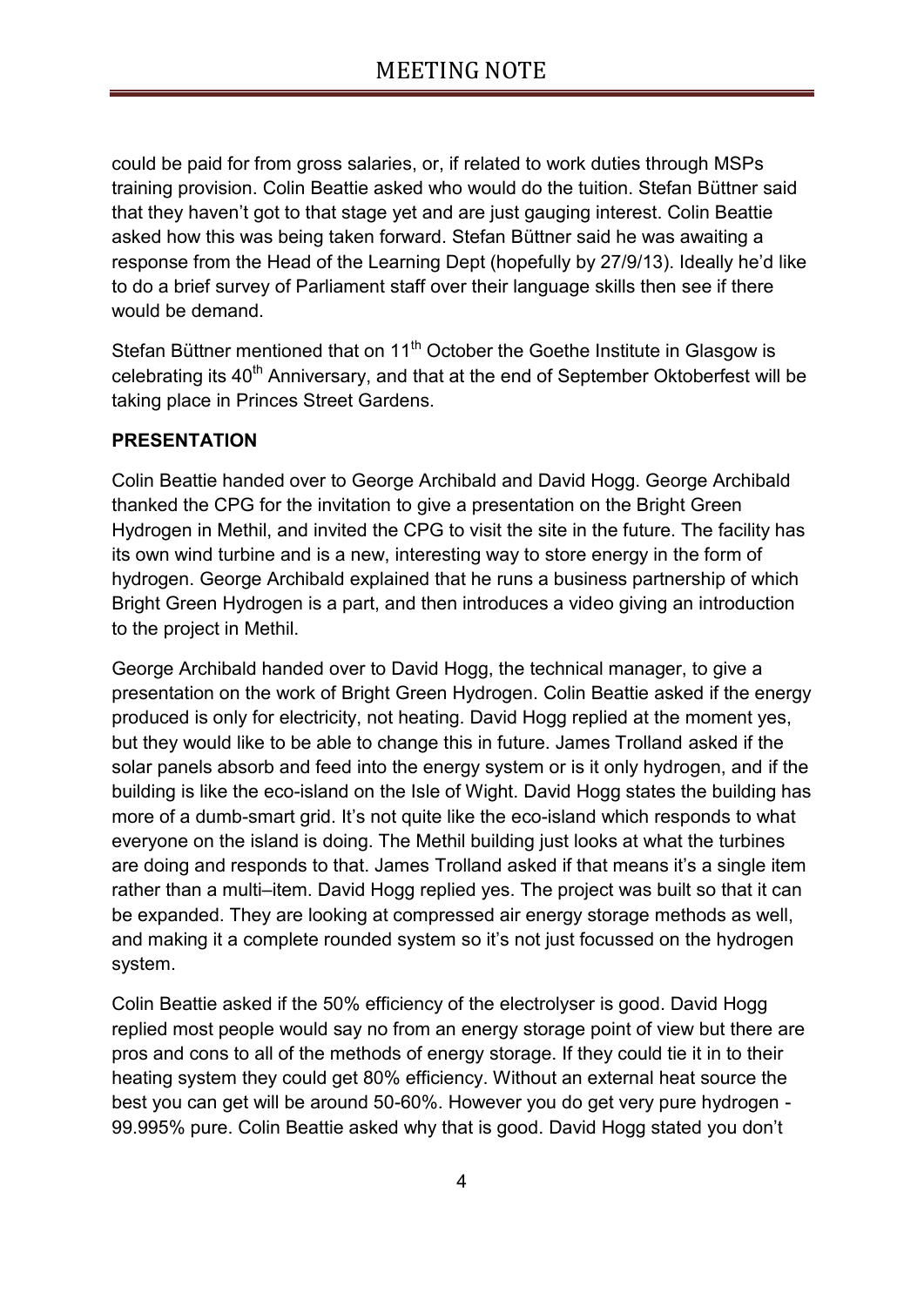could be paid for from gross salaries, or, if related to work duties through MSPs training provision. Colin Beattie asked who would do the tuition. Stefan Büttner said that they haven't got to that stage yet and are just gauging interest. Colin Beattie asked how this was being taken forward. Stefan Büttner said he was awaiting a response from the Head of the Learning Dept (hopefully by 27/9/13). Ideally he'd like to do a brief survey of Parliament staff over their language skills then see if there would be demand.

Stefan Büttner mentioned that on 11th October the Goethe Institute in Glasgow is celebrating its 40th Anniversary, and that at the end of September Oktoberfest will be taking place in Princes Street Gardens.

**PRESENTATION**

Colin Beattie handed over to George Archibald and David Hogg. George Archibald thanked the CPG for the invitation to give a presentation on the Bright Green Hydrogen in Methil, and invited the CPG to visit the site in the future. The facility has its own wind turbine and is a new, interesting way to store energy in the form of hydrogen. George Archibald explained that he runs a business partnership of which Bright Green Hydrogen is a part, and then introduces a video giving an introduction to the project in Methil.

George Archibald handed over to David Hogg, the technical manager, to give a presentation on the work of Bright Green Hydrogen. Colin Beattie asked if the energy produced is only for electricity, not heating. David Hogg replied at the moment yes, but they would like to be able to change this in future. James Trolland asked if the solar panels absorb and feed into the energy system or is it only hydrogen, and if the building is like the eco-island on the Isle of Wight. David Hogg states the building has more of a dumb-smart grid. It's not quite like the eco-island which responds to what everyone on the island is doing. The Methil building just looks at what the turbines are doing and responds to that. James Trolland asked if that means it's a single item rather than a multi–item. David Hogg replied yes. The project was built so that it can be expanded. They are looking at compressed air energy storage methods as well, and making it a complete rounded system so it's not just focussed on the hydrogen system.

Colin Beattie asked if the 50% efficiency of the electrolyser is good. David Hogg replied most people would say no from an energy storage point of view but there are pros and cons to all of the methods of energy storage. If they could tie it in to their heating system they could get 80% efficiency. Without an external heat source the best you can get will be around 50-60%. However you do get very pure hydrogen - 99.995% pure. Colin Beattie asked why that is good. David Hogg stated you don't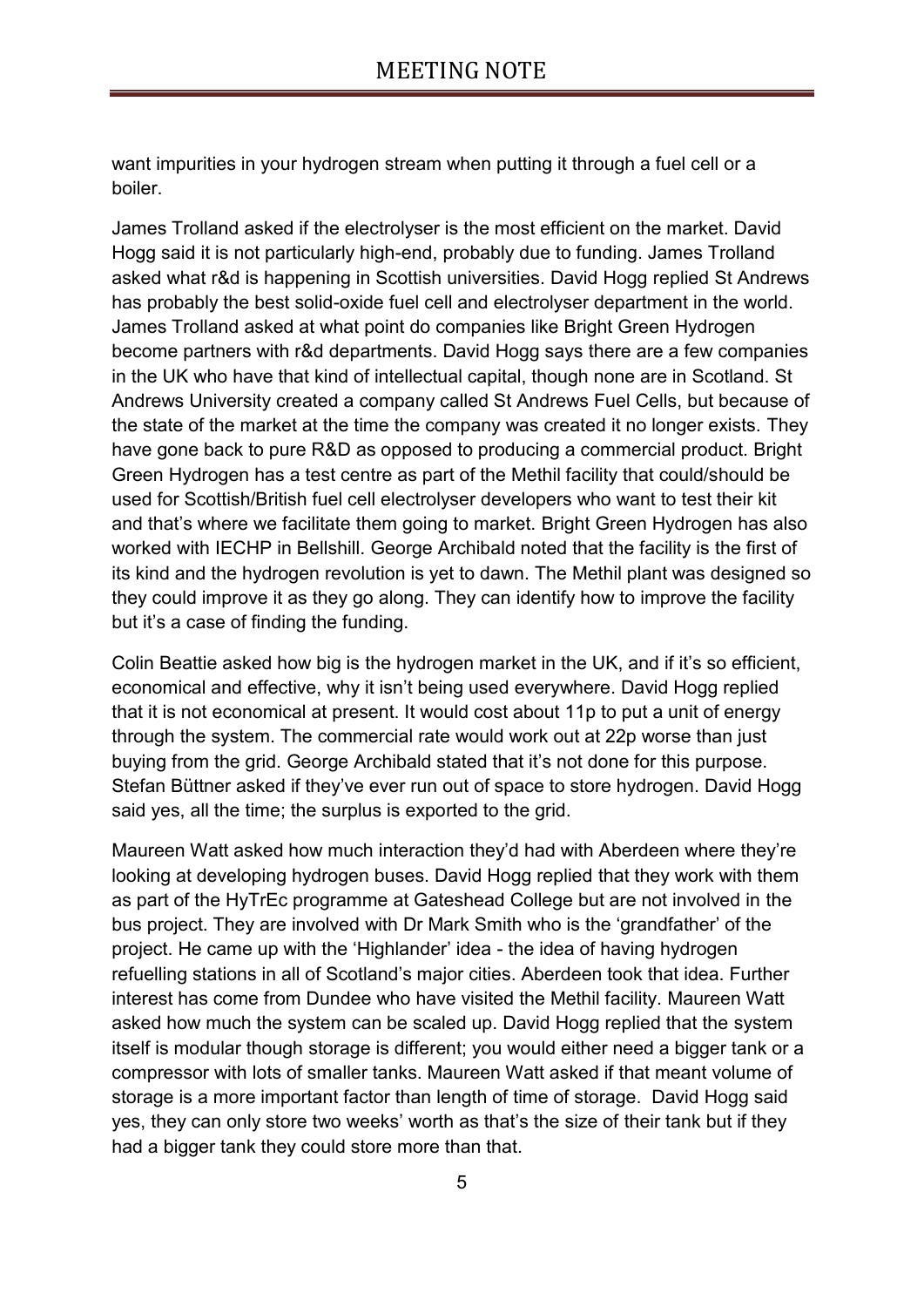want impurities in your hydrogen stream when putting it through a fuel cell or a boiler.

James Trolland asked if the electrolyser is the most efficient on the market. David Hogg said it is not particularly high-end, probably due to funding. James Trolland asked what r&d is happening in Scottish universities. David Hogg replied St Andrews has probably the best solid-oxide fuel cell and electrolyser department in the world. James Trolland asked at what point do companies like Bright Green Hydrogen become partners with r&d departments. David Hogg says there are a few companies in the UK who have that kind of intellectual capital, though none are in Scotland. St Andrews University created a company called St Andrews Fuel Cells, but because of the state of the market at the time the company was created it no longer exists. They have gone back to pure R&D as opposed to producing a commercial product. Bright Green Hydrogen has a test centre as part of the Methil facility that could/should be used for Scottish/British fuel cell electrolyser developers who want to test their kit and that's where we facilitate them going to market. Bright Green Hydrogen has also worked with IECHP in Bellshill. George Archibald noted that the facility is the first of its kind and the hydrogen revolution is yet to dawn. The Methil plant was designed so they could improve it as they go along. They can identify how to improve the facility but it's a case of finding the funding.

Colin Beattie asked how big is the hydrogen market in the UK, and if it's so efficient, economical and effective, why it isn't being used everywhere. David Hogg replied that it is not economical at present. It would cost about 11p to put a unit of energy through the system. The commercial rate would work out at 22p worse than just buying from the grid. George Archibald stated that it's not done for this purpose. Stefan Büttner asked if they've ever run out of space to store hydrogen. David Hogg said yes, all the time; the surplus is exported to the grid.

Maureen Watt asked how much interaction they'd had with Aberdeen where they're looking at developing hydrogen buses. David Hogg replied that they work with them as part of the HyTrEc programme at Gateshead College but are not involved in the bus project. They are involved with Dr Mark Smith who is the 'grandfather' of the project. He came up with the 'Highlander' idea - the idea of having hydrogen refuelling stations in all of Scotland's major cities. Aberdeen took that idea. Further interest has come from Dundee who have visited the Methil facility. Maureen Watt asked how much the system can be scaled up. David Hogg replied that the system itself is modular though storage is different; you would either need a bigger tank or a compressor with lots of smaller tanks. Maureen Watt asked if that meant volume of storage is a more important factor than length of time of storage. David Hogg said yes, they can only store two weeks' worth as that's the size of their tank but if they had a bigger tank they could store more than that.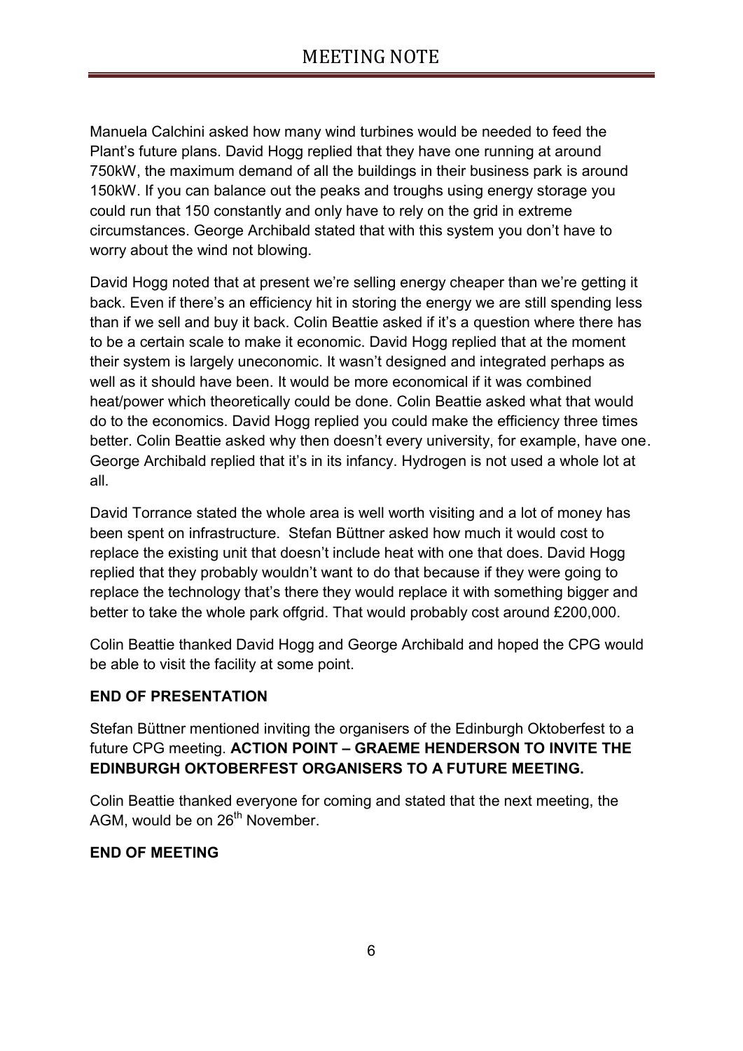Manuela Calchini asked how many wind turbines would be needed to feed the Plant's future plans. David Hogg replied that they have one running at around 750kW, the maximum demand of all the buildings in their business park is around 150kW. If you can balance out the peaks and troughs using energy storage you could run that 150 constantly and only have to rely on the grid in extreme circumstances. George Archibald stated that with this system you don't have to worry about the wind not blowing.

David Hogg noted that at present we're selling energy cheaper than we're getting it back. Even if there's an efficiency hit in storing the energy we are still spending less than if we sell and buy it back. Colin Beattie asked if it's a question where there has to be a certain scale to make it economic. David Hogg replied that at the moment their system is largely uneconomic. It wasn't designed and integrated perhaps as well as it should have been. It would be more economical if it was combined heat/power which theoretically could be done. Colin Beattie asked what that would do to the economics. David Hogg replied you could make the efficiency three times better. Colin Beattie asked why then doesn't every university, for example, have one. George Archibald replied that it's in its infancy. Hydrogen is not used a whole lot at all.

David Torrance stated the whole area is well worth visiting and a lot of money has been spent on infrastructure. Stefan Büttner asked how much it would cost to replace the existing unit that doesn't include heat with one that does. David Hogg replied that they probably wouldn't want to do that because if they were going to replace the technology that's there they would replace it with something bigger and better to take the whole park offgrid. That would probably cost around £200,000.

Colin Beattie thanked David Hogg and George Archibald and hoped the CPG would be able to visit the facility at some point.

**END OF PRESENTATION**

Stefan Büttner mentioned inviting the organisers of the Edinburgh Oktoberfest to a future CPG meeting. **ACTION POINT – GRAEME HENDERSON TO INVITE THE EDINBURGH OKTOBERFEST ORGANISERS TO A FUTURE MEETING.**

Colin Beattie thanked everyone for coming and stated that the next meeting, the AGM, would be on 26th November.

**END OF MEETING**